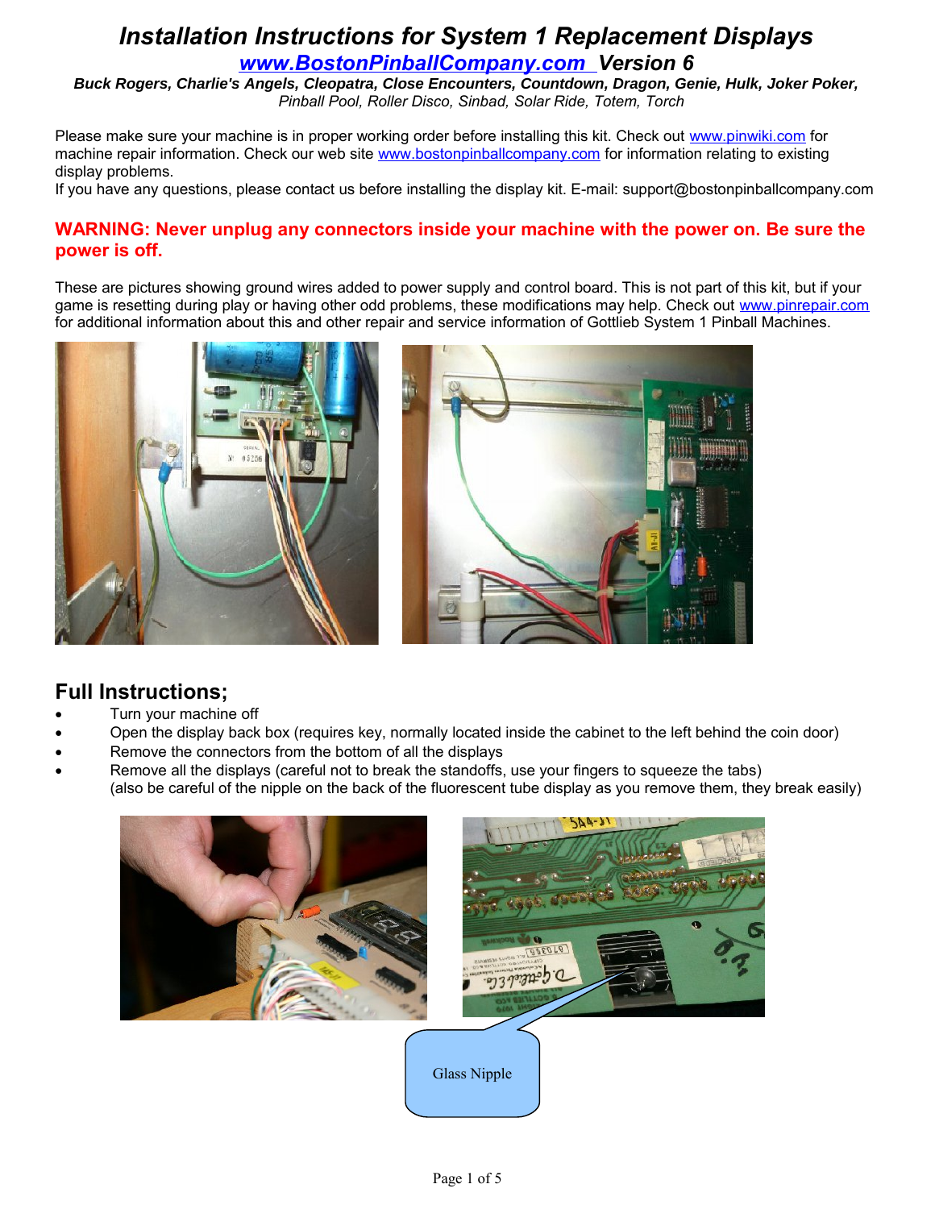# *Installation Instructions for System 1 Replacement Displays*

## *www.BostonPinballCompany.com Version 6*

***Buck Rogers, Charlie's Angels, Cleopatra, Close Encounters, Countdown, Dragon, Genie, Hulk, Joker Poker,*** *Pinball Pool, Roller Disco, Sinbad, Solar Ride, Totem, Torch*

Please make sure your machine is in proper working order before installing this kit. Check out www.pinwiki.com for machine repair information. Check our web site www.bostonpinballcompany.com for information relating to existing display problems.
If you have any questions, please contact us before installing the display kit. E-mail: support@bostonpinballcompany.com

**WARNING: Never unplug any connectors inside your machine with the power on. Be sure the power is off.**

These are pictures showing ground wires added to power supply and control board. This is not part of this kit, but if your game is resetting during play or having other odd problems, these modifications may help. Check out www.pinrepair.com for additional information about this and other repair and service information of Gottlieb System 1 Pinball Machines.

## Full Instructions;

- Turn your machine off
- Open the display back box (requires key, normally located inside the cabinet to the left behind the coin door)
- Remove the connectors from the bottom of all the displays
- Remove all the displays (careful not to break the standoffs, use your fingers to squeeze the tabs) (also be careful of the nipple on the back of the fluorescent tube display as you remove them, they break easily)

Glass Nipple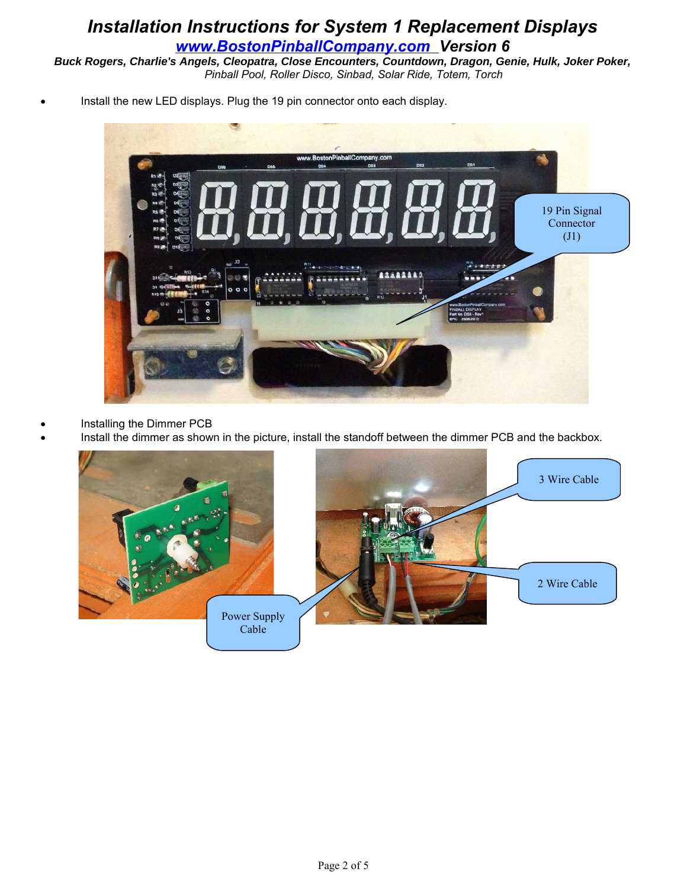# Installation Instructions for System 1 Replacement Displays

**[www.BostonPinballCompany.com](http://www.BostonPinballCompany.com) Version 6**

***Buck Rogers, Charlie's Angels, Cleopatra, Close Encounters, Countdown, Dragon, Genie, Hulk, Joker Poker,***
*Pinball Pool, Roller Disco, Sinbad, Solar Ride, Totem, Torch*

- Install the new LED displays. Plug the 19 pin connector onto each display.

19 Pin Signal Connector (J1)

- Installing the Dimmer PCB
- Install the dimmer as shown in the picture, install the standoff between the dimmer PCB and the backbox.

3 Wire Cable

2 Wire Cable

Power Supply Cable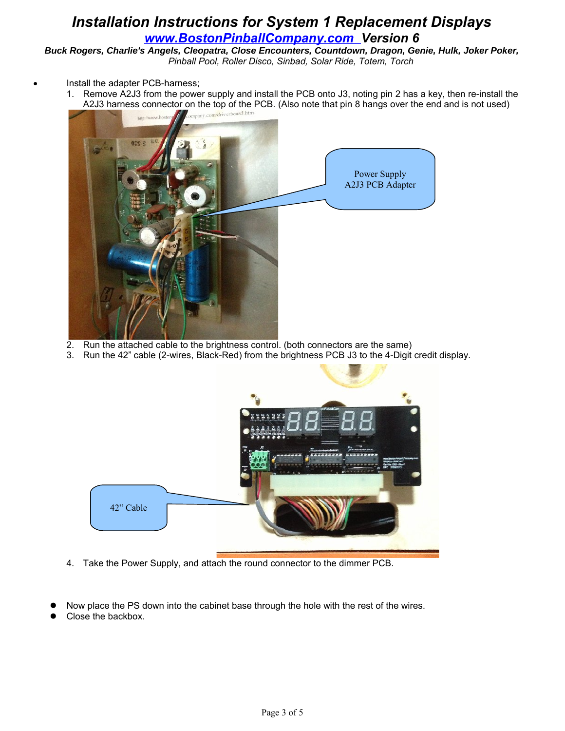# Installation Instructions for System 1 Replacement Displays

## www.BostonPinballCompany.com Version 6

***Buck Rogers, Charlie's Angels, Cleopatra, Close Encounters, Countdown, Dragon, Genie, Hulk, Joker Poker,*** *Pinball Pool, Roller Disco, Sinbad, Solar Ride, Totem, Torch*

- Install the adapter PCB-harness;
  1. Remove A2J3 from the power supply and install the PCB onto J3, noting pin 2 has a key, then re-install the A2J3 harness connector on the top of the PCB. (Also note that pin 8 hangs over the end and is not used)

Power Supply A2J3 PCB Adapter

  2. Run the attached cable to the brightness control. (both connectors are the same)
  3. Run the 42" cable (2-wires, Black-Red) from the brightness PCB J3 to the 4-Digit credit display.

42" Cable

  4. Take the Power Supply, and attach the round connector to the dimmer PCB.

- Now place the PS down into the cabinet base through the hole with the rest of the wires.
- Close the backbox.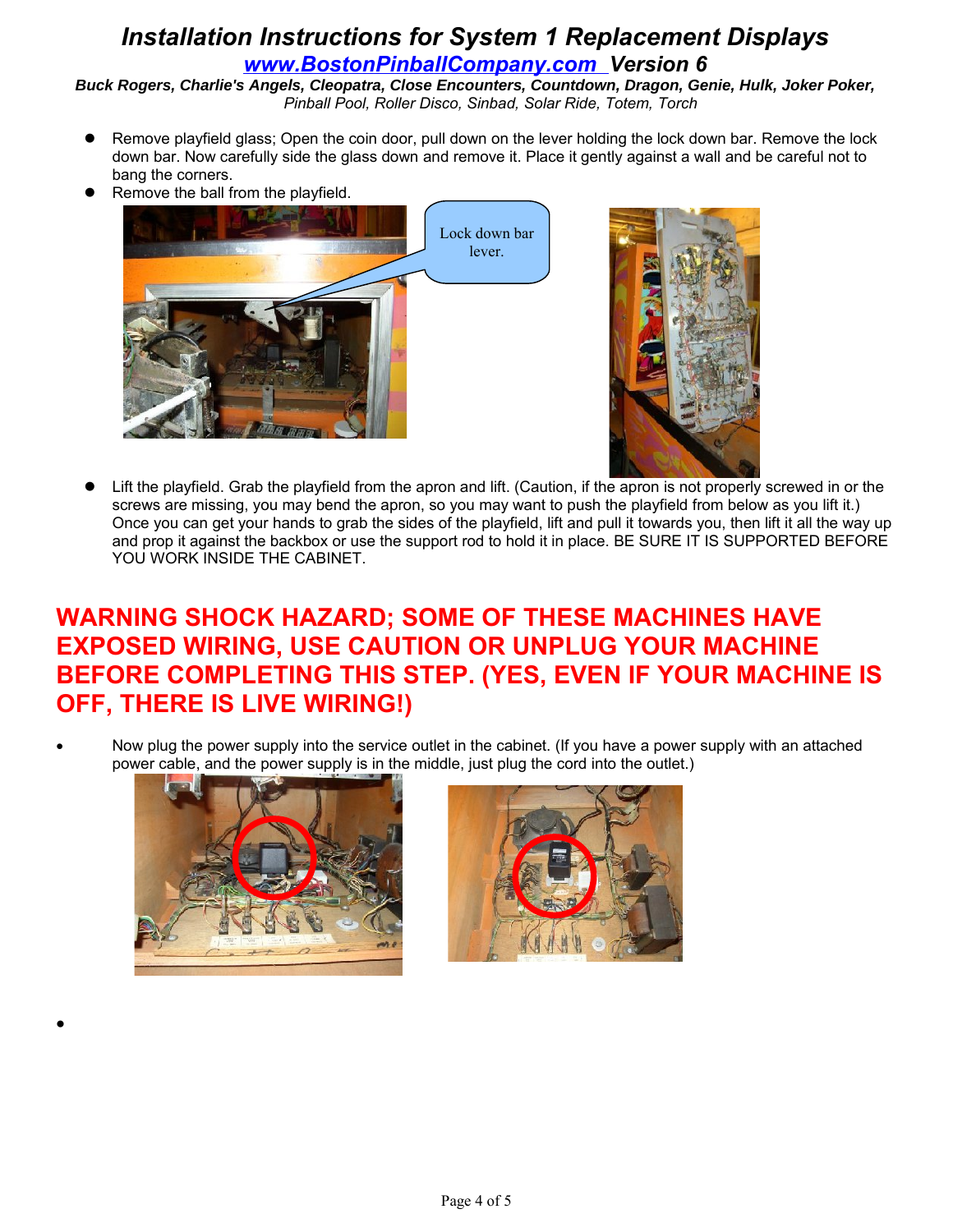# Installation Instructions for System 1 Replacement Displays

## [www.BostonPinballCompany.com](http://www.BostonPinballCompany.com) Version 6

***Buck Rogers, Charlie's Angels, Cleopatra, Close Encounters, Countdown, Dragon, Genie, Hulk, Joker Poker,*** *Pinball Pool, Roller Disco, Sinbad, Solar Ride, Totem, Torch*

- Remove playfield glass; Open the coin door, pull down on the lever holding the lock down bar. Remove the lock down bar. Now carefully side the glass down and remove it. Place it gently against a wall and be careful not to bang the corners.
- Remove the ball from the playfield.

Lock down bar lever.

- Lift the playfield. Grab the playfield from the apron and lift. (Caution, if the apron is not properly screwed in or the screws are missing, you may bend the apron, so you may want to push the playfield from below as you lift it.) Once you can get your hands to grab the sides of the playfield, lift and pull it towards you, then lift it all the way up and prop it against the backbox or use the support rod to hold it in place. BE SURE IT IS SUPPORTED BEFORE YOU WORK INSIDE THE CABINET.

## WARNING SHOCK HAZARD; SOME OF THESE MACHINES HAVE EXPOSED WIRING, USE CAUTION OR UNPLUG YOUR MACHINE BEFORE COMPLETING THIS STEP. (YES, EVEN IF YOUR MACHINE IS OFF, THERE IS LIVE WIRING!)

- Now plug the power supply into the service outlet in the cabinet. (If you have a power supply with an attached power cable, and the power supply is in the middle, just plug the cord into the outlet.)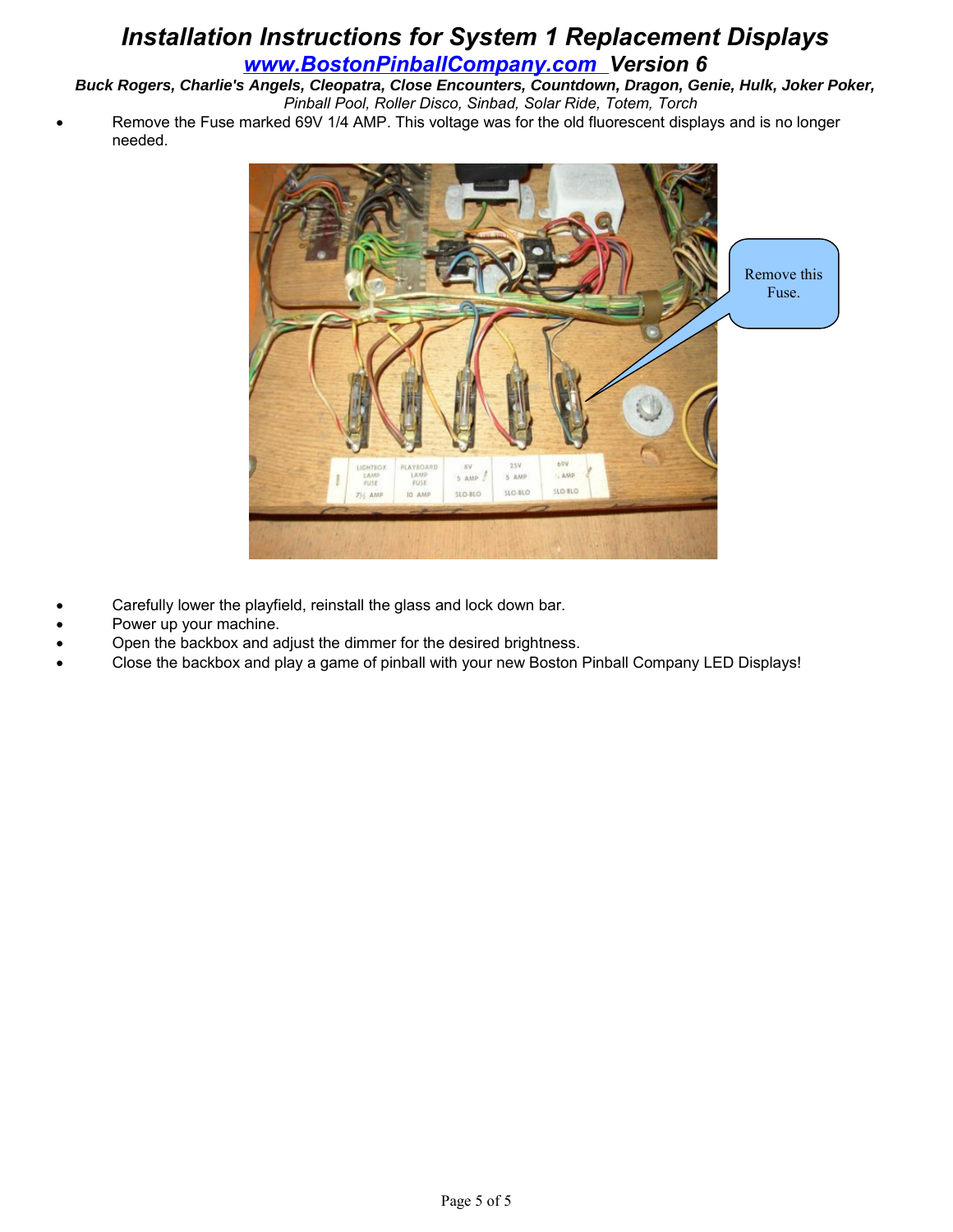# Installation Instructions for System 1 Replacement Displays

## [www.BostonPinballCompany.com](http://www.BostonPinballCompany.com) Version 6

***Buck Rogers, Charlie's Angels, Cleopatra, Close Encounters, Countdown, Dragon, Genie, Hulk, Joker Poker,*** *Pinball Pool, Roller Disco, Sinbad, Solar Ride, Totem, Torch*

- Remove the Fuse marked 69V 1/4 AMP. This voltage was for the old fluorescent displays and is no longer needed.

Remove this Fuse.

- Carefully lower the playfield, reinstall the glass and lock down bar.
- Power up your machine.
- Open the backbox and adjust the dimmer for the desired brightness.
- Close the backbox and play a game of pinball with your new Boston Pinball Company LED Displays!